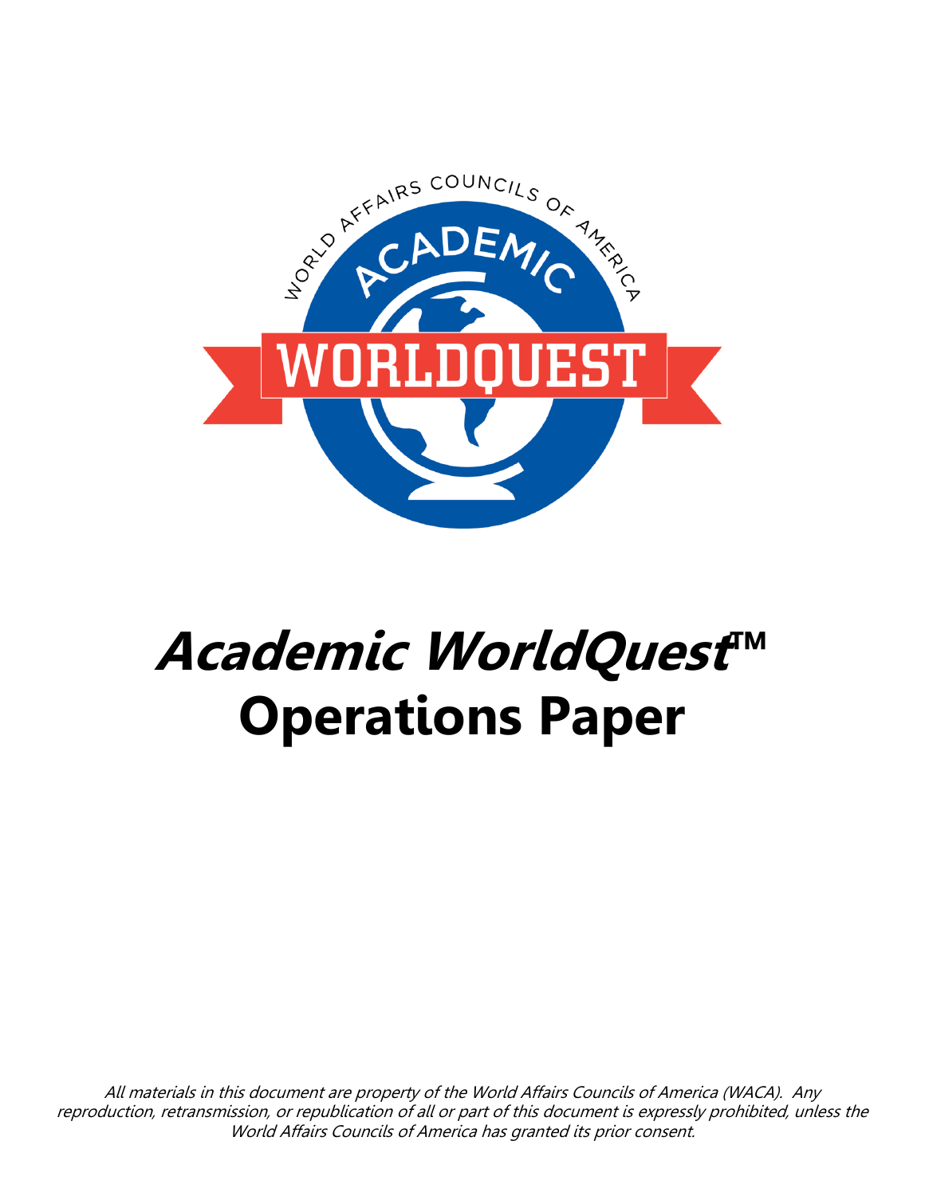# *Academic WorldQuest*™ Operations Paper

*All materials in this document are property of the World Affairs Councils of America (WACA). Any reproduction, retransmission, or republication of all or part of this document is expressly prohibited, unless the World Affairs Councils of America has granted its prior consent.*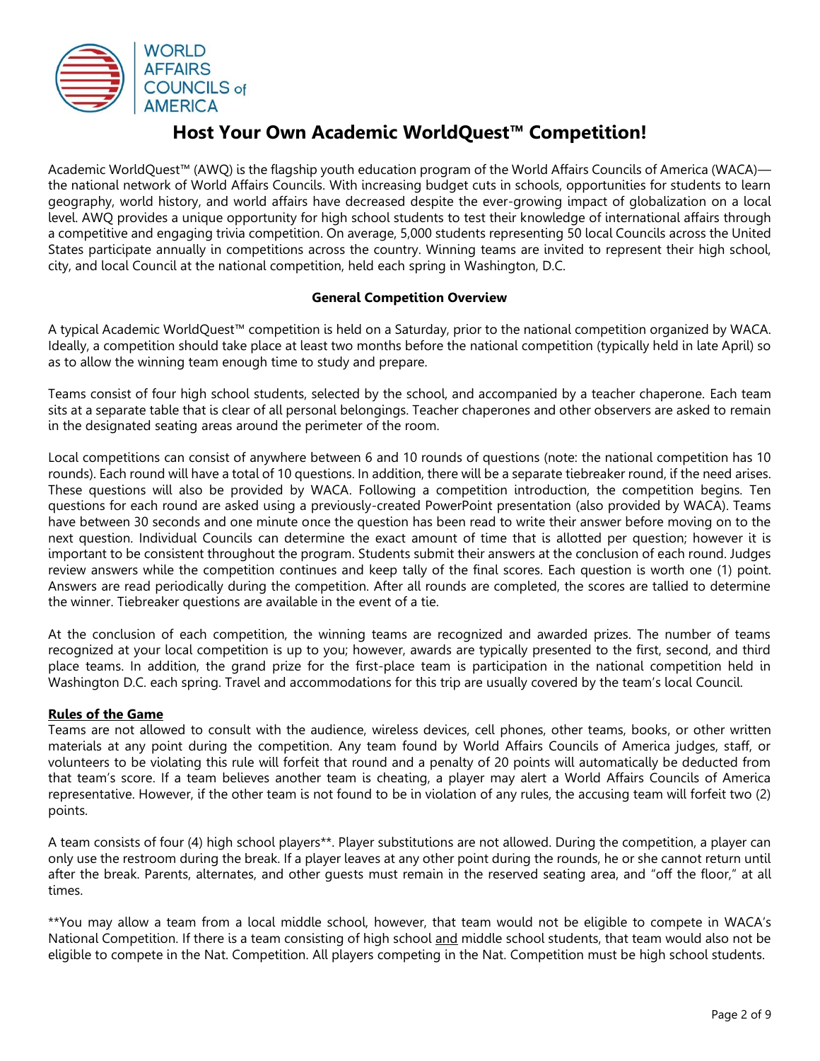# Host Your Own Academic WorldQuest™ Competition!

Academic WorldQuest™ (AWQ) is the flagship youth education program of the World Affairs Councils of America (WACA)—the national network of World Affairs Councils. With increasing budget cuts in schools, opportunities for students to learn geography, world history, and world affairs have decreased despite the ever-growing impact of globalization on a local level. AWQ provides a unique opportunity for high school students to test their knowledge of international affairs through a competitive and engaging trivia competition. On average, 5,000 students representing 50 local Councils across the United States participate annually in competitions across the country. Winning teams are invited to represent their high school, city, and local Council at the national competition, held each spring in Washington, D.C.

## General Competition Overview

A typical Academic WorldQuest™ competition is held on a Saturday, prior to the national competition organized by WACA. Ideally, a competition should take place at least two months before the national competition (typically held in late April) so as to allow the winning team enough time to study and prepare.

Teams consist of four high school students, selected by the school, and accompanied by a teacher chaperone. Each team sits at a separate table that is clear of all personal belongings. Teacher chaperones and other observers are asked to remain in the designated seating areas around the perimeter of the room.

Local competitions can consist of anywhere between 6 and 10 rounds of questions (note: the national competition has 10 rounds). Each round will have a total of 10 questions. In addition, there will be a separate tiebreaker round, if the need arises. These questions will also be provided by WACA. Following a competition introduction, the competition begins. Ten questions for each round are asked using a previously-created PowerPoint presentation (also provided by WACA). Teams have between 30 seconds and one minute once the question has been read to write their answer before moving on to the next question. Individual Councils can determine the exact amount of time that is allotted per question; however it is important to be consistent throughout the program. Students submit their answers at the conclusion of each round. Judges review answers while the competition continues and keep tally of the final scores. Each question is worth one (1) point. Answers are read periodically during the competition. After all rounds are completed, the scores are tallied to determine the winner. Tiebreaker questions are available in the event of a tie.

At the conclusion of each competition, the winning teams are recognized and awarded prizes. The number of teams recognized at your local competition is up to you; however, awards are typically presented to the first, second, and third place teams. In addition, the grand prize for the first-place team is participation in the national competition held in Washington D.C. each spring. Travel and accommodations for this trip are usually covered by the team's local Council.

### Rules of the Game

Teams are not allowed to consult with the audience, wireless devices, cell phones, other teams, books, or other written materials at any point during the competition. Any team found by World Affairs Councils of America judges, staff, or volunteers to be violating this rule will forfeit that round and a penalty of 20 points will automatically be deducted from that team's score. If a team believes another team is cheating, a player may alert a World Affairs Councils of America representative. However, if the other team is not found to be in violation of any rules, the accusing team will forfeit two (2) points.

A team consists of four (4) high school players**. Player substitutions are not allowed. During the competition, a player can only use the restroom during the break. If a player leaves at any other point during the rounds, he or she cannot return until after the break. Parents, alternates, and other guests must remain in the reserved seating area, and "off the floor," at all times.

**You may allow a team from a local middle school, however, that team would not be eligible to compete in WACA's National Competition. If there is a team consisting of high school <u>and</u> middle school students, that team would also not be eligible to compete in the Nat. Competition. All players competing in the Nat. Competition must be high school students.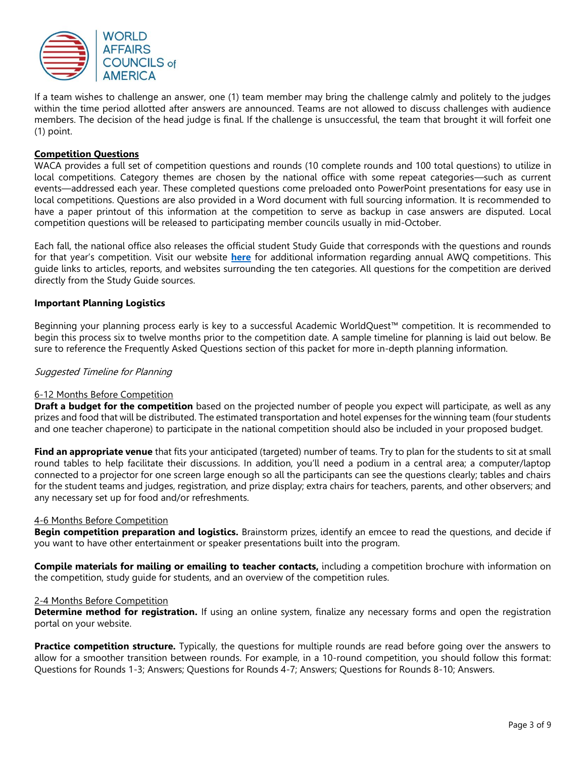If a team wishes to challenge an answer, one (1) team member may bring the challenge calmly and politely to the judges within the time period allotted after answers are announced. Teams are not allowed to discuss challenges with audience members. The decision of the head judge is final. If the challenge is unsuccessful, the team that brought it will forfeit one (1) point.

## Competition Questions

WACA provides a full set of competition questions and rounds (10 complete rounds and 100 total questions) to utilize in local competitions. Category themes are chosen by the national office with some repeat categories—such as current events—addressed each year. These completed questions come preloaded onto PowerPoint presentations for easy use in local competitions. Questions are also provided in a Word document with full sourcing information. It is recommended to have a paper printout of this information at the competition to serve as backup in case answers are disputed. Local competition questions will be released to participating member councils usually in mid-October.

Each fall, the national office also releases the official student Study Guide that corresponds with the questions and rounds for that year's competition. Visit our website **here** for additional information regarding annual AWQ competitions. This guide links to articles, reports, and websites surrounding the ten categories. All questions for the competition are derived directly from the Study Guide sources.

## Important Planning Logistics

Beginning your planning process early is key to a successful Academic WorldQuest™ competition. It is recommended to begin this process six to twelve months prior to the competition date. A sample timeline for planning is laid out below. Be sure to reference the Frequently Asked Questions section of this packet for more in-depth planning information.

### *Suggested Timeline for Planning*

#### 6-12 Months Before Competition

**Draft a budget for the competition** based on the projected number of people you expect will participate, as well as any prizes and food that will be distributed. The estimated transportation and hotel expenses for the winning team (four students and one teacher chaperone) to participate in the national competition should also be included in your proposed budget.

**Find an appropriate venue** that fits your anticipated (targeted) number of teams. Try to plan for the students to sit at small round tables to help facilitate their discussions. In addition, you'll need a podium in a central area; a computer/laptop connected to a projector for one screen large enough so all the participants can see the questions clearly; tables and chairs for the student teams and judges, registration, and prize display; extra chairs for teachers, parents, and other observers; and any necessary set up for food and/or refreshments.

#### 4-6 Months Before Competition

**Begin competition preparation and logistics.** Brainstorm prizes, identify an emcee to read the questions, and decide if you want to have other entertainment or speaker presentations built into the program.

**Compile materials for mailing or emailing to teacher contacts,** including a competition brochure with information on the competition, study guide for students, and an overview of the competition rules.

#### 2-4 Months Before Competition

**Determine method for registration.** If using an online system, finalize any necessary forms and open the registration portal on your website.

**Practice competition structure.** Typically, the questions for multiple rounds are read before going over the answers to allow for a smoother transition between rounds. For example, in a 10-round competition, you should follow this format: Questions for Rounds 1-3; Answers; Questions for Rounds 4-7; Answers; Questions for Rounds 8-10; Answers.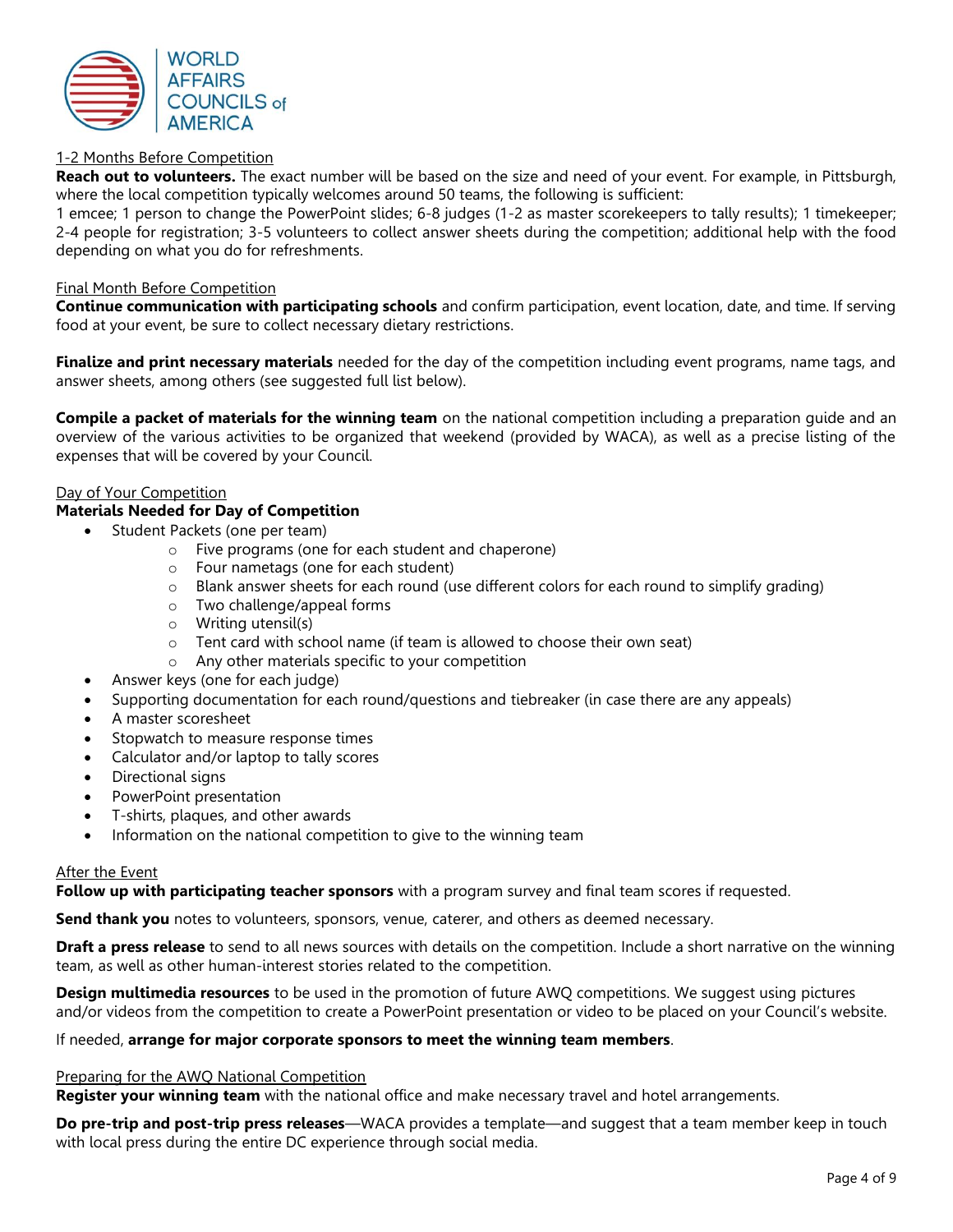## 1-2 Months Before Competition

**Reach out to volunteers.** The exact number will be based on the size and need of your event. For example, in Pittsburgh, where the local competition typically welcomes around 50 teams, the following is sufficient:
1 emcee; 1 person to change the PowerPoint slides; 6-8 judges (1-2 as master scorekeepers to tally results); 1 timekeeper; 2-4 people for registration; 3-5 volunteers to collect answer sheets during the competition; additional help with the food depending on what you do for refreshments.

## Final Month Before Competition

**Continue communication with participating schools** and confirm participation, event location, date, and time. If serving food at your event, be sure to collect necessary dietary restrictions.

**Finalize and print necessary materials** needed for the day of the competition including event programs, name tags, and answer sheets, among others (see suggested full list below).

**Compile a packet of materials for the winning team** on the national competition including a preparation guide and an overview of the various activities to be organized that weekend (provided by WACA), as well as a precise listing of the expenses that will be covered by your Council.

## Day of Your Competition

### Materials Needed for Day of Competition

- Student Packets (one per team)
  - Five programs (one for each student and chaperone)
  - Four nametags (one for each student)
  - Blank answer sheets for each round (use different colors for each round to simplify grading)
  - Two challenge/appeal forms
  - Writing utensil(s)
  - Tent card with school name (if team is allowed to choose their own seat)
  - Any other materials specific to your competition
- Answer keys (one for each judge)
- Supporting documentation for each round/questions and tiebreaker (in case there are any appeals)
- A master scoresheet
- Stopwatch to measure response times
- Calculator and/or laptop to tally scores
- Directional signs
- PowerPoint presentation
- T-shirts, plaques, and other awards
- Information on the national competition to give to the winning team

## After the Event

**Follow up with participating teacher sponsors** with a program survey and final team scores if requested.

**Send thank you** notes to volunteers, sponsors, venue, caterer, and others as deemed necessary.

**Draft a press release** to send to all news sources with details on the competition. Include a short narrative on the winning team, as well as other human-interest stories related to the competition.

**Design multimedia resources** to be used in the promotion of future AWQ competitions. We suggest using pictures and/or videos from the competition to create a PowerPoint presentation or video to be placed on your Council's website.

If needed, **arrange for major corporate sponsors to meet the winning team members**.

## Preparing for the AWQ National Competition

**Register your winning team** with the national office and make necessary travel and hotel arrangements.

**Do pre-trip and post-trip press releases**—WACA provides a template—and suggest that a team member keep in touch with local press during the entire DC experience through social media.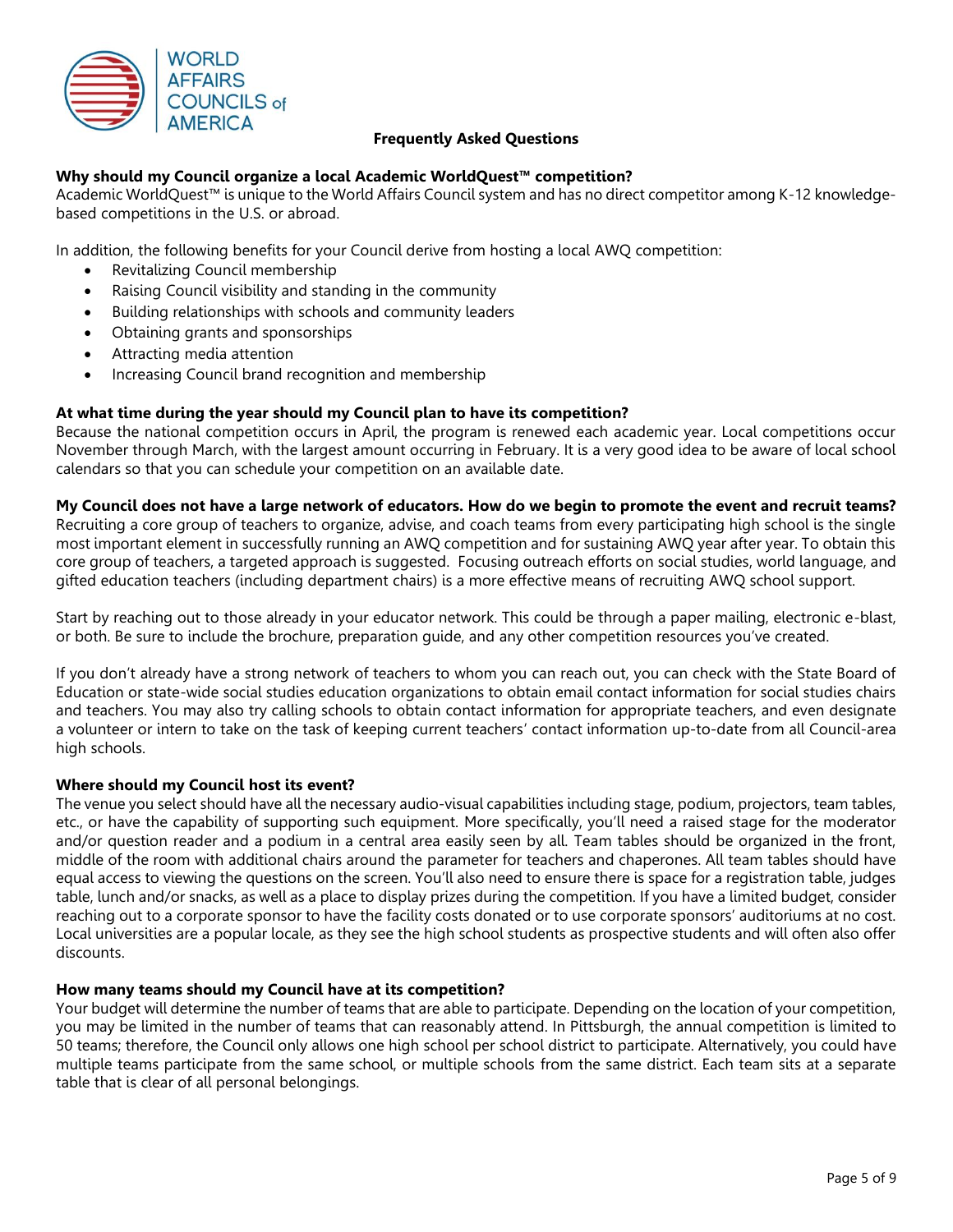## Frequently Asked Questions

**Why should my Council organize a local Academic WorldQuest™ competition?**
Academic WorldQuest™ is unique to the World Affairs Council system and has no direct competitor among K-12 knowledge-based competitions in the U.S. or abroad.

In addition, the following benefits for your Council derive from hosting a local AWQ competition:

- Revitalizing Council membership
- Raising Council visibility and standing in the community
- Building relationships with schools and community leaders
- Obtaining grants and sponsorships
- Attracting media attention
- Increasing Council brand recognition and membership

**At what time during the year should my Council plan to have its competition?**
Because the national competition occurs in April, the program is renewed each academic year. Local competitions occur November through March, with the largest amount occurring in February. It is a very good idea to be aware of local school calendars so that you can schedule your competition on an available date.

**My Council does not have a large network of educators. How do we begin to promote the event and recruit teams?**
Recruiting a core group of teachers to organize, advise, and coach teams from every participating high school is the single most important element in successfully running an AWQ competition and for sustaining AWQ year after year. To obtain this core group of teachers, a targeted approach is suggested. Focusing outreach efforts on social studies, world language, and gifted education teachers (including department chairs) is a more effective means of recruiting AWQ school support.

Start by reaching out to those already in your educator network. This could be through a paper mailing, electronic e-blast, or both. Be sure to include the brochure, preparation guide, and any other competition resources you've created.

If you don't already have a strong network of teachers to whom you can reach out, you can check with the State Board of Education or state-wide social studies education organizations to obtain email contact information for social studies chairs and teachers. You may also try calling schools to obtain contact information for appropriate teachers, and even designate a volunteer or intern to take on the task of keeping current teachers' contact information up-to-date from all Council-area high schools.

**Where should my Council host its event?**
The venue you select should have all the necessary audio-visual capabilities including stage, podium, projectors, team tables, etc., or have the capability of supporting such equipment. More specifically, you'll need a raised stage for the moderator and/or question reader and a podium in a central area easily seen by all. Team tables should be organized in the front, middle of the room with additional chairs around the parameter for teachers and chaperones. All team tables should have equal access to viewing the questions on the screen. You'll also need to ensure there is space for a registration table, judges table, lunch and/or snacks, as well as a place to display prizes during the competition. If you have a limited budget, consider reaching out to a corporate sponsor to have the facility costs donated or to use corporate sponsors' auditoriums at no cost. Local universities are a popular locale, as they see the high school students as prospective students and will often also offer discounts.

**How many teams should my Council have at its competition?**
Your budget will determine the number of teams that are able to participate. Depending on the location of your competition, you may be limited in the number of teams that can reasonably attend. In Pittsburgh, the annual competition is limited to 50 teams; therefore, the Council only allows one high school per school district to participate. Alternatively, you could have multiple teams participate from the same school, or multiple schools from the same district. Each team sits at a separate table that is clear of all personal belongings.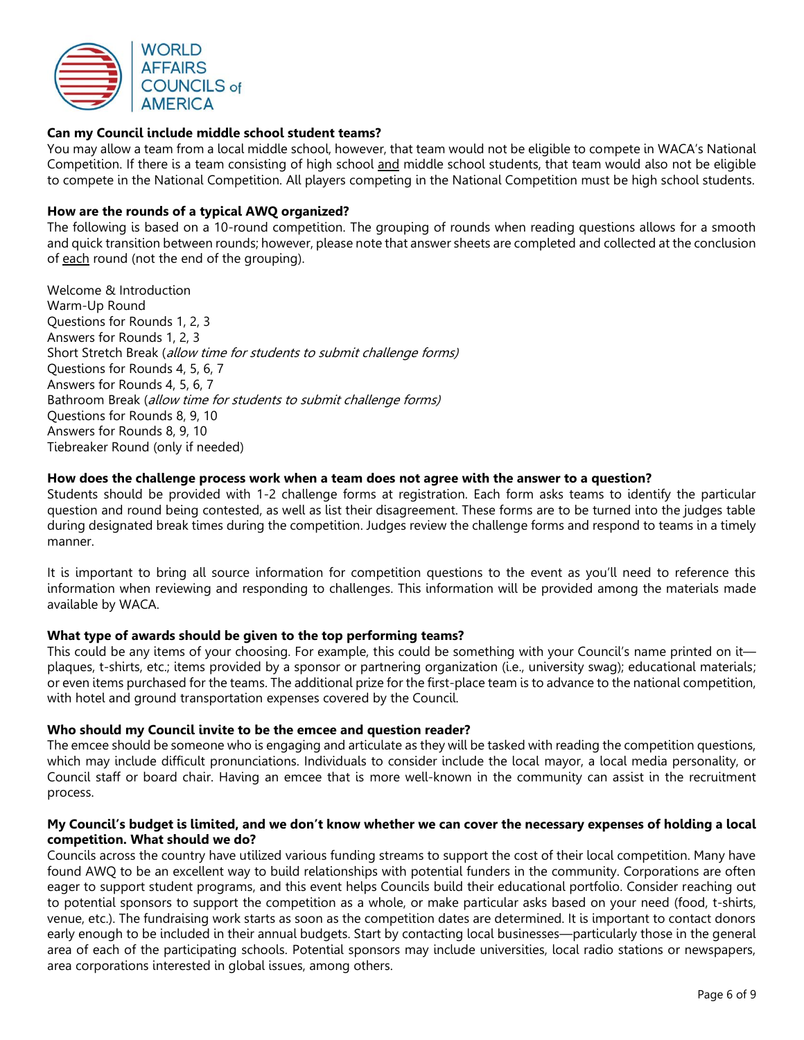**Can my Council include middle school student teams?**
You may allow a team from a local middle school, however, that team would not be eligible to compete in WACA's National Competition. If there is a team consisting of high school and middle school students, that team would also not be eligible to compete in the National Competition. All players competing in the National Competition must be high school students.

**How are the rounds of a typical AWQ organized?**
The following is based on a 10-round competition. The grouping of rounds when reading questions allows for a smooth and quick transition between rounds; however, please note that answer sheets are completed and collected at the conclusion of each round (not the end of the grouping).

Welcome & Introduction
Warm-Up Round
Questions for Rounds 1, 2, 3
Answers for Rounds 1, 2, 3
Short Stretch Break (*allow time for students to submit challenge forms)*
Questions for Rounds 4, 5, 6, 7
Answers for Rounds 4, 5, 6, 7
Bathroom Break (*allow time for students to submit challenge forms)*
Questions for Rounds 8, 9, 10
Answers for Rounds 8, 9, 10
Tiebreaker Round (only if needed)

**How does the challenge process work when a team does not agree with the answer to a question?**
Students should be provided with 1-2 challenge forms at registration. Each form asks teams to identify the particular question and round being contested, as well as list their disagreement. These forms are to be turned into the judges table during designated break times during the competition. Judges review the challenge forms and respond to teams in a timely manner.

It is important to bring all source information for competition questions to the event as you'll need to reference this information when reviewing and responding to challenges. This information will be provided among the materials made available by WACA.

**What type of awards should be given to the top performing teams?**
This could be any items of your choosing. For example, this could be something with your Council's name printed on it—plaques, t-shirts, etc.; items provided by a sponsor or partnering organization (i.e., university swag); educational materials; or even items purchased for the teams. The additional prize for the first-place team is to advance to the national competition, with hotel and ground transportation expenses covered by the Council.

**Who should my Council invite to be the emcee and question reader?**
The emcee should be someone who is engaging and articulate as they will be tasked with reading the competition questions, which may include difficult pronunciations. Individuals to consider include the local mayor, a local media personality, or Council staff or board chair. Having an emcee that is more well-known in the community can assist in the recruitment process.

**My Council's budget is limited, and we don't know whether we can cover the necessary expenses of holding a local competition. What should we do?**
Councils across the country have utilized various funding streams to support the cost of their local competition. Many have found AWQ to be an excellent way to build relationships with potential funders in the community. Corporations are often eager to support student programs, and this event helps Councils build their educational portfolio. Consider reaching out to potential sponsors to support the competition as a whole, or make particular asks based on your need (food, t-shirts, venue, etc.). The fundraising work starts as soon as the competition dates are determined. It is important to contact donors early enough to be included in their annual budgets. Start by contacting local businesses—particularly those in the general area of each of the participating schools. Potential sponsors may include universities, local radio stations or newspapers, area corporations interested in global issues, among others.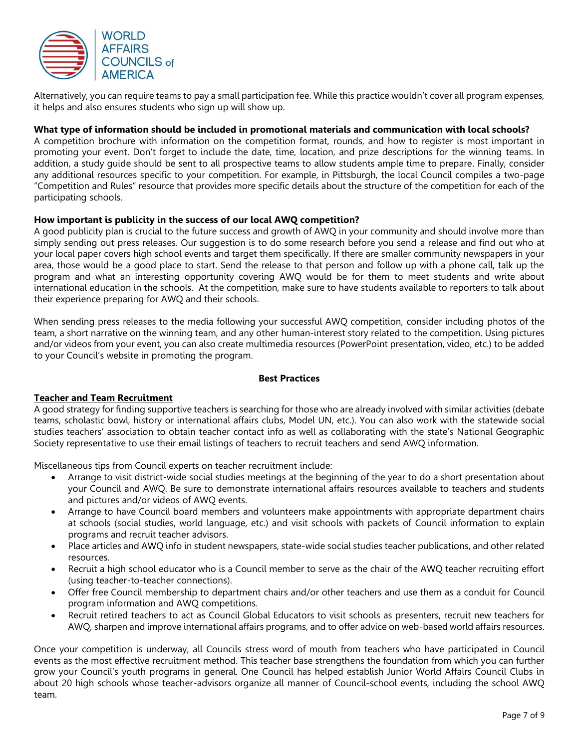Alternatively, you can require teams to pay a small participation fee. While this practice wouldn't cover all program expenses, it helps and also ensures students who sign up will show up.

**What type of information should be included in promotional materials and communication with local schools?**
A competition brochure with information on the competition format, rounds, and how to register is most important in promoting your event. Don't forget to include the date, time, location, and prize descriptions for the winning teams. In addition, a study guide should be sent to all prospective teams to allow students ample time to prepare. Finally, consider any additional resources specific to your competition. For example, in Pittsburgh, the local Council compiles a two-page "Competition and Rules" resource that provides more specific details about the structure of the competition for each of the participating schools.

**How important is publicity in the success of our local AWQ competition?**
A good publicity plan is crucial to the future success and growth of AWQ in your community and should involve more than simply sending out press releases. Our suggestion is to do some research before you send a release and find out who at your local paper covers high school events and target them specifically. If there are smaller community newspapers in your area, those would be a good place to start. Send the release to that person and follow up with a phone call, talk up the program and what an interesting opportunity covering AWQ would be for them to meet students and write about international education in the schools. At the competition, make sure to have students available to reporters to talk about their experience preparing for AWQ and their schools.

When sending press releases to the media following your successful AWQ competition, consider including photos of the team, a short narrative on the winning team, and any other human-interest story related to the competition. Using pictures and/or videos from your event, you can also create multimedia resources (PowerPoint presentation, video, etc.) to be added to your Council's website in promoting the program.

## Best Practices

### Teacher and Team Recruitment

A good strategy for finding supportive teachers is searching for those who are already involved with similar activities (debate teams, scholastic bowl, history or international affairs clubs, Model UN, etc.). You can also work with the statewide social studies teachers' association to obtain teacher contact info as well as collaborating with the state's National Geographic Society representative to use their email listings of teachers to recruit teachers and send AWQ information.

Miscellaneous tips from Council experts on teacher recruitment include:

- Arrange to visit district-wide social studies meetings at the beginning of the year to do a short presentation about your Council and AWQ. Be sure to demonstrate international affairs resources available to teachers and students and pictures and/or videos of AWQ events.
- Arrange to have Council board members and volunteers make appointments with appropriate department chairs at schools (social studies, world language, etc.) and visit schools with packets of Council information to explain programs and recruit teacher advisors.
- Place articles and AWQ info in student newspapers, state-wide social studies teacher publications, and other related resources.
- Recruit a high school educator who is a Council member to serve as the chair of the AWQ teacher recruiting effort (using teacher-to-teacher connections).
- Offer free Council membership to department chairs and/or other teachers and use them as a conduit for Council program information and AWQ competitions.
- Recruit retired teachers to act as Council Global Educators to visit schools as presenters, recruit new teachers for AWQ, sharpen and improve international affairs programs, and to offer advice on web-based world affairs resources.

Once your competition is underway, all Councils stress word of mouth from teachers who have participated in Council events as the most effective recruitment method. This teacher base strengthens the foundation from which you can further grow your Council's youth programs in general. One Council has helped establish Junior World Affairs Council Clubs in about 20 high schools whose teacher-advisors organize all manner of Council-school events, including the school AWQ team.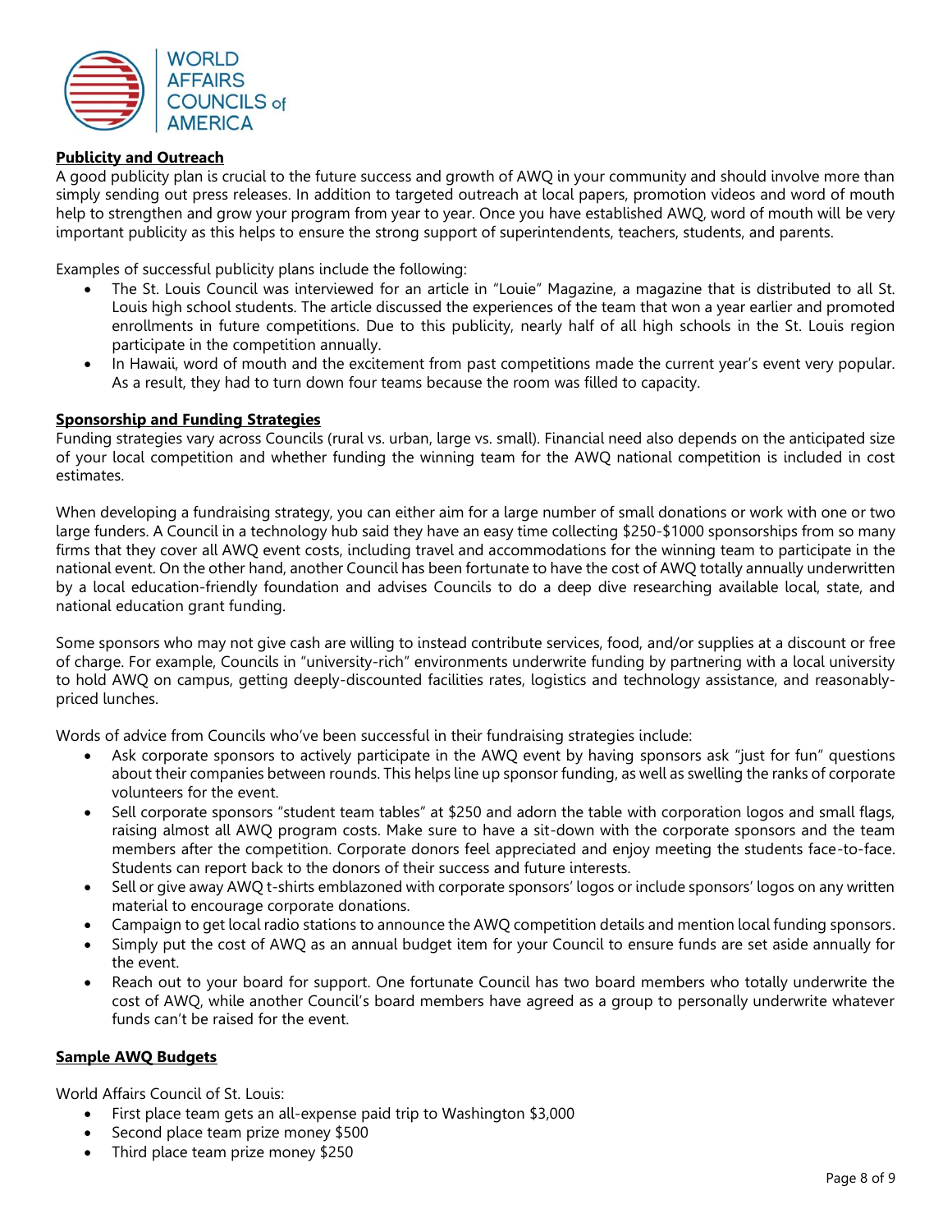## Publicity and Outreach

A good publicity plan is crucial to the future success and growth of AWQ in your community and should involve more than simply sending out press releases. In addition to targeted outreach at local papers, promotion videos and word of mouth help to strengthen and grow your program from year to year. Once you have established AWQ, word of mouth will be very important publicity as this helps to ensure the strong support of superintendents, teachers, students, and parents.

Examples of successful publicity plans include the following:

- The St. Louis Council was interviewed for an article in "Louie" Magazine, a magazine that is distributed to all St. Louis high school students. The article discussed the experiences of the team that won a year earlier and promoted enrollments in future competitions. Due to this publicity, nearly half of all high schools in the St. Louis region participate in the competition annually.
- In Hawaii, word of mouth and the excitement from past competitions made the current year's event very popular. As a result, they had to turn down four teams because the room was filled to capacity.

## Sponsorship and Funding Strategies

Funding strategies vary across Councils (rural vs. urban, large vs. small). Financial need also depends on the anticipated size of your local competition and whether funding the winning team for the AWQ national competition is included in cost estimates.

When developing a fundraising strategy, you can either aim for a large number of small donations or work with one or two large funders. A Council in a technology hub said they have an easy time collecting $250-$1000 sponsorships from so many firms that they cover all AWQ event costs, including travel and accommodations for the winning team to participate in the national event. On the other hand, another Council has been fortunate to have the cost of AWQ totally annually underwritten by a local education-friendly foundation and advises Councils to do a deep dive researching available local, state, and national education grant funding.

Some sponsors who may not give cash are willing to instead contribute services, food, and/or supplies at a discount or free of charge. For example, Councils in "university-rich" environments underwrite funding by partnering with a local university to hold AWQ on campus, getting deeply-discounted facilities rates, logistics and technology assistance, and reasonably-priced lunches.

Words of advice from Councils who've been successful in their fundraising strategies include:

- Ask corporate sponsors to actively participate in the AWQ event by having sponsors ask "just for fun" questions about their companies between rounds. This helps line up sponsor funding, as well as swelling the ranks of corporate volunteers for the event.
- Sell corporate sponsors "student team tables" at $250 and adorn the table with corporation logos and small flags, raising almost all AWQ program costs. Make sure to have a sit-down with the corporate sponsors and the team members after the competition. Corporate donors feel appreciated and enjoy meeting the students face-to-face. Students can report back to the donors of their success and future interests.
- Sell or give away AWQ t-shirts emblazoned with corporate sponsors' logos or include sponsors' logos on any written material to encourage corporate donations.
- Campaign to get local radio stations to announce the AWQ competition details and mention local funding sponsors.
- Simply put the cost of AWQ as an annual budget item for your Council to ensure funds are set aside annually for the event.
- Reach out to your board for support. One fortunate Council has two board members who totally underwrite the cost of AWQ, while another Council's board members have agreed as a group to personally underwrite whatever funds can't be raised for the event.

## Sample AWQ Budgets

World Affairs Council of St. Louis:

- First place team gets an all-expense paid trip to Washington $3,000
- Second place team prize money $500
- Third place team prize money $250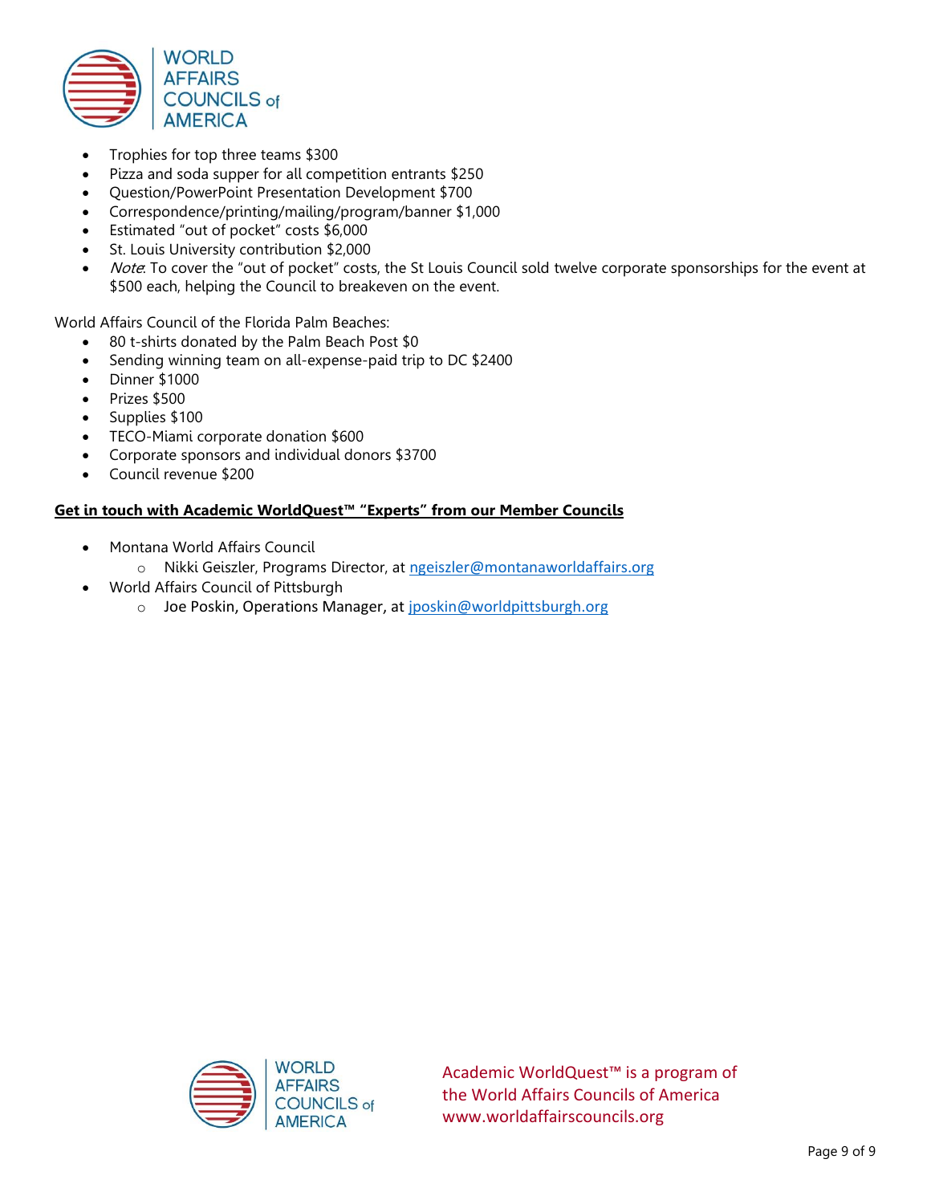- Trophies for top three teams $300
- Pizza and soda supper for all competition entrants $250
- Question/PowerPoint Presentation Development $700
- Correspondence/printing/mailing/program/banner $1,000
- Estimated "out of pocket" costs $6,000
- St. Louis University contribution $2,000
- *Note*: To cover the "out of pocket" costs, the St Louis Council sold twelve corporate sponsorships for the event at $500 each, helping the Council to breakeven on the event.

World Affairs Council of the Florida Palm Beaches:

- 80 t-shirts donated by the Palm Beach Post $0
- Sending winning team on all-expense-paid trip to DC $2400
- Dinner $1000
- Prizes $500
- Supplies $100
- TECO-Miami corporate donation $600
- Corporate sponsors and individual donors $3700
- Council revenue $200

**Get in touch with Academic WorldQuest™ "Experts" from our Member Councils**

- Montana World Affairs Council
  - Nikki Geiszler, Programs Director, at ngeiszler@montanaworldaffairs.org
- World Affairs Council of Pittsburgh
  - Joe Poskin, Operations Manager, at jposkin@worldpittsburgh.org

Academic WorldQuest™ is a program of the World Affairs Councils of America www.worldaffairscouncils.org